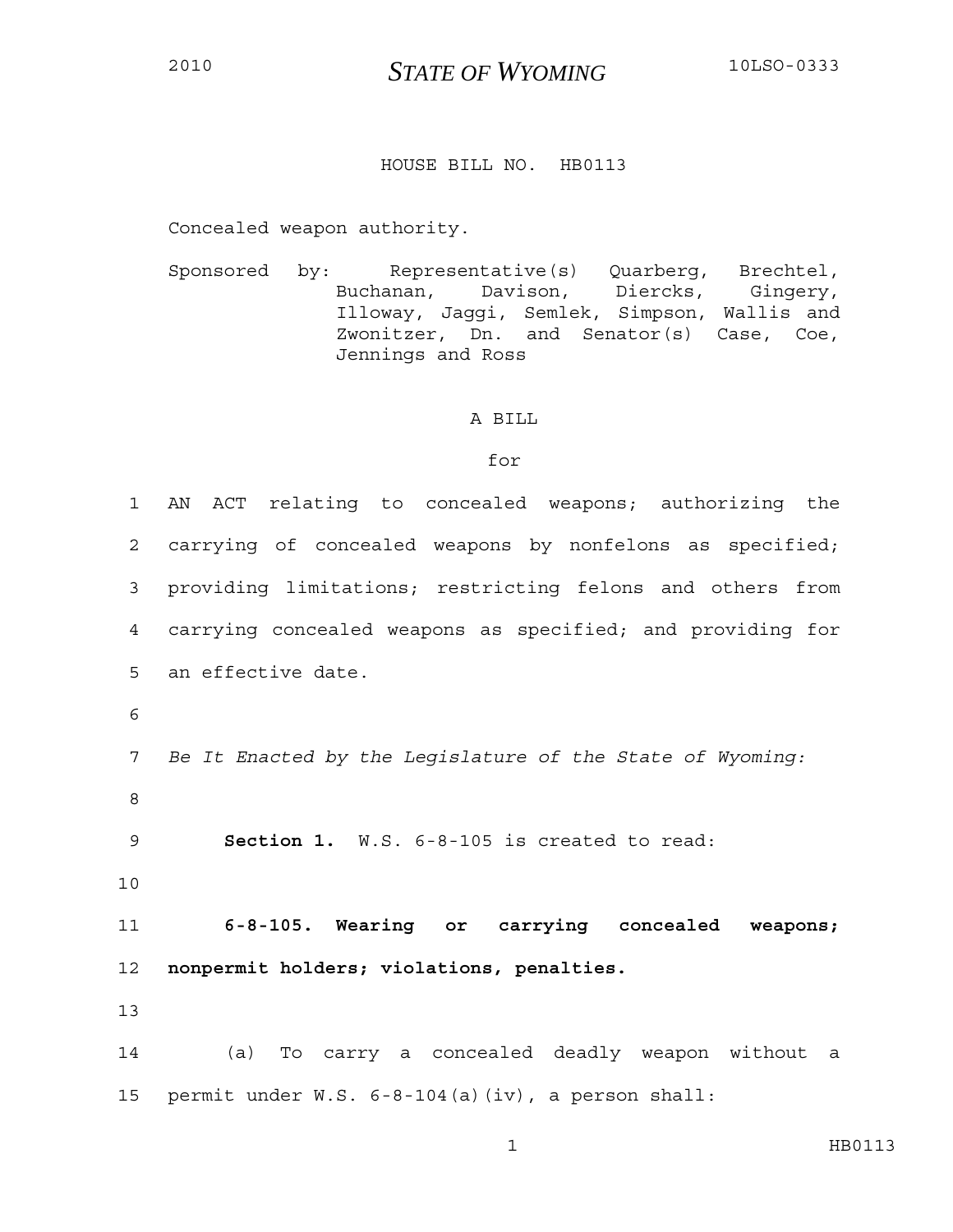2010 **STATE OF WYOMING** 10LSO-0333

HOUSE BILL NO. HB0113

Concealed weapon authority.

Sponsored by: Representative(s) Quarberg, Brechtel, Buchanan, Davison, Diercks, Gingery, Illoway, Jaggi, Semlek, Simpson, Wallis and Zwonitzer, Dn. and Senator(s) Case, Coe, Jennings and Ross

A BILL

for

AN ACT relating to concealed weapons; authorizing the carrying of concealed weapons by nonfelons as specified; providing limitations; restricting felons and others from carrying concealed weapons as specified; and providing for an effective date.

*Be It Enacted by the Legislature of the State of Wyoming:*

**Section 1.** W.S. 6-8-105 is created to read:

**6-8-105. Wearing or carrying concealed weapons; nonpermit holders; violations, penalties.**

(a) To carry a concealed deadly weapon without a permit under W.S. 6-8-104(a)(iv), a person shall: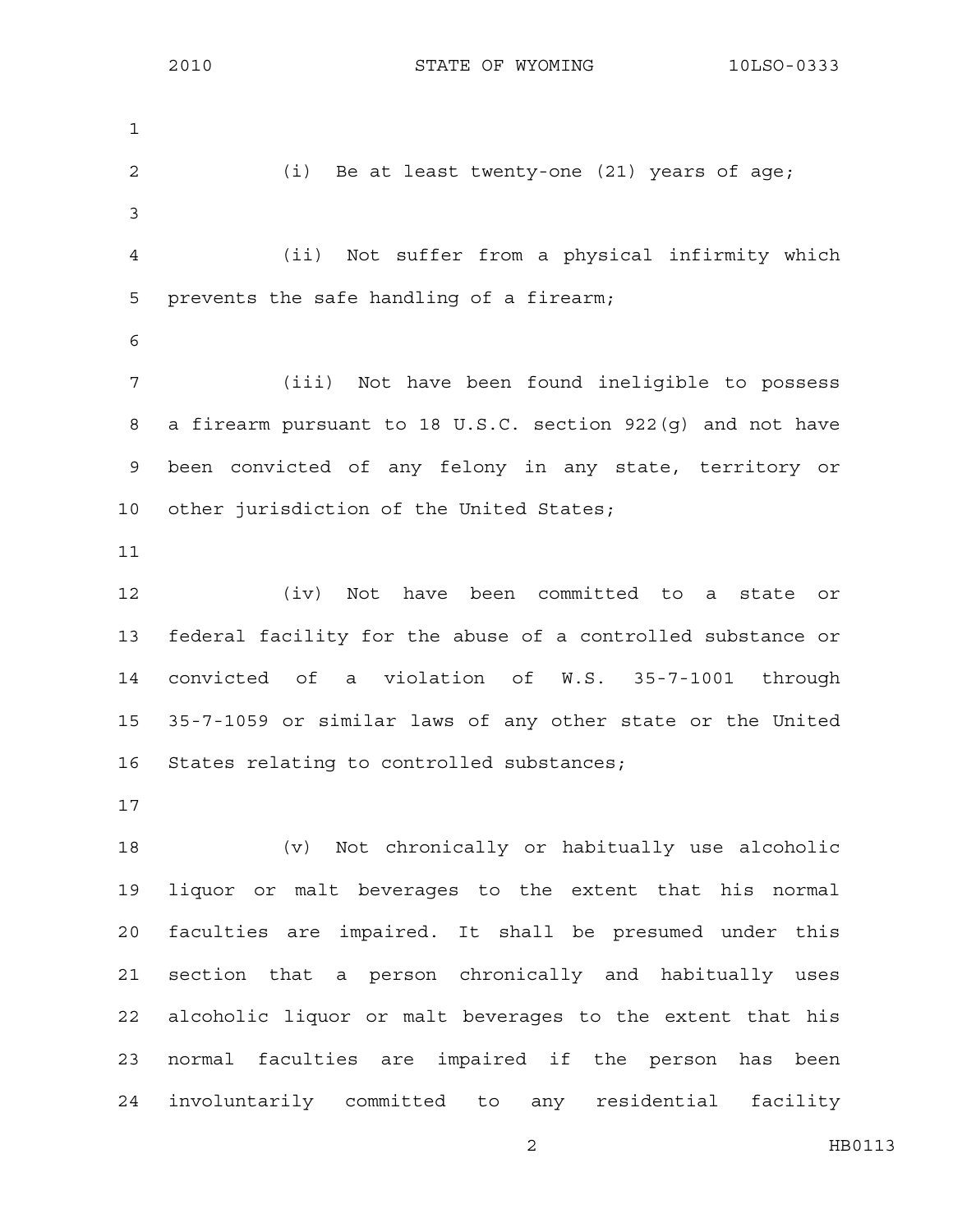(i) Be at least twenty-one (21) years of age;

(ii) Not suffer from a physical infirmity which prevents the safe handling of a firearm;

(iii) Not have been found ineligible to possess a firearm pursuant to 18 U.S.C. section 922(g) and not have been convicted of any felony in any state, territory or other jurisdiction of the United States;

(iv) Not have been committed to a state or federal facility for the abuse of a controlled substance or convicted of a violation of W.S. 35-7-1001 through 35-7-1059 or similar laws of any other state or the United States relating to controlled substances;

(v) Not chronically or habitually use alcoholic liquor or malt beverages to the extent that his normal faculties are impaired. It shall be presumed under this section that a person chronically and habitually uses alcoholic liquor or malt beverages to the extent that his normal faculties are impaired if the person has been involuntarily committed to any residential facility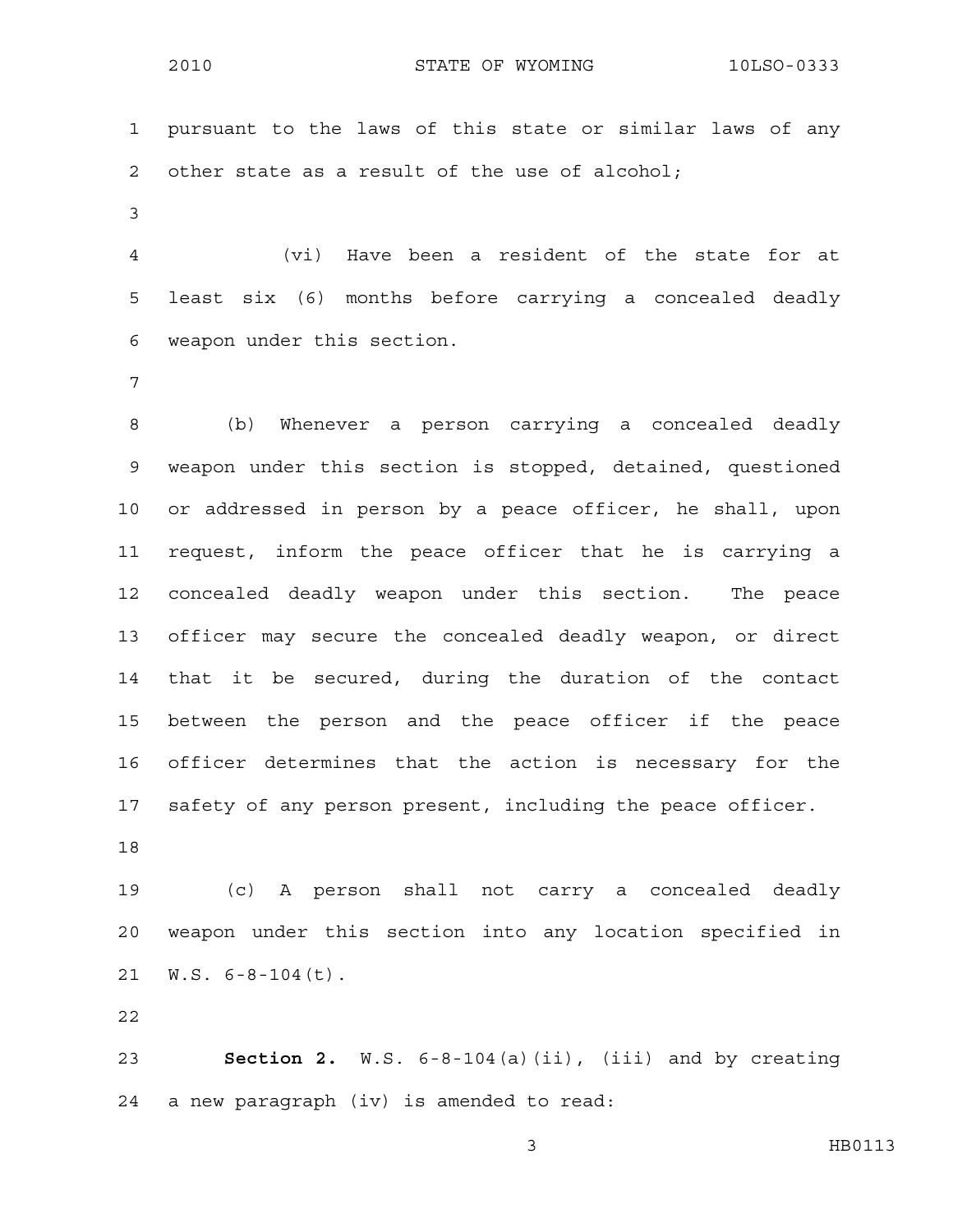pursuant to the laws of this state or similar laws of any other state as a result of the use of alcohol;

(vi) Have been a resident of the state for at least six (6) months before carrying a concealed deadly weapon under this section.

(b) Whenever a person carrying a concealed deadly weapon under this section is stopped, detained, questioned or addressed in person by a peace officer, he shall, upon request, inform the peace officer that he is carrying a concealed deadly weapon under this section. The peace officer may secure the concealed deadly weapon, or direct that it be secured, during the duration of the contact between the person and the peace officer if the peace officer determines that the action is necessary for the safety of any person present, including the peace officer.

(c) A person shall not carry a concealed deadly weapon under this section into any location specified in W.S. 6-8-104(t).

**Section 2.** W.S. 6-8-104(a)(ii), (iii) and by creating a new paragraph (iv) is amended to read: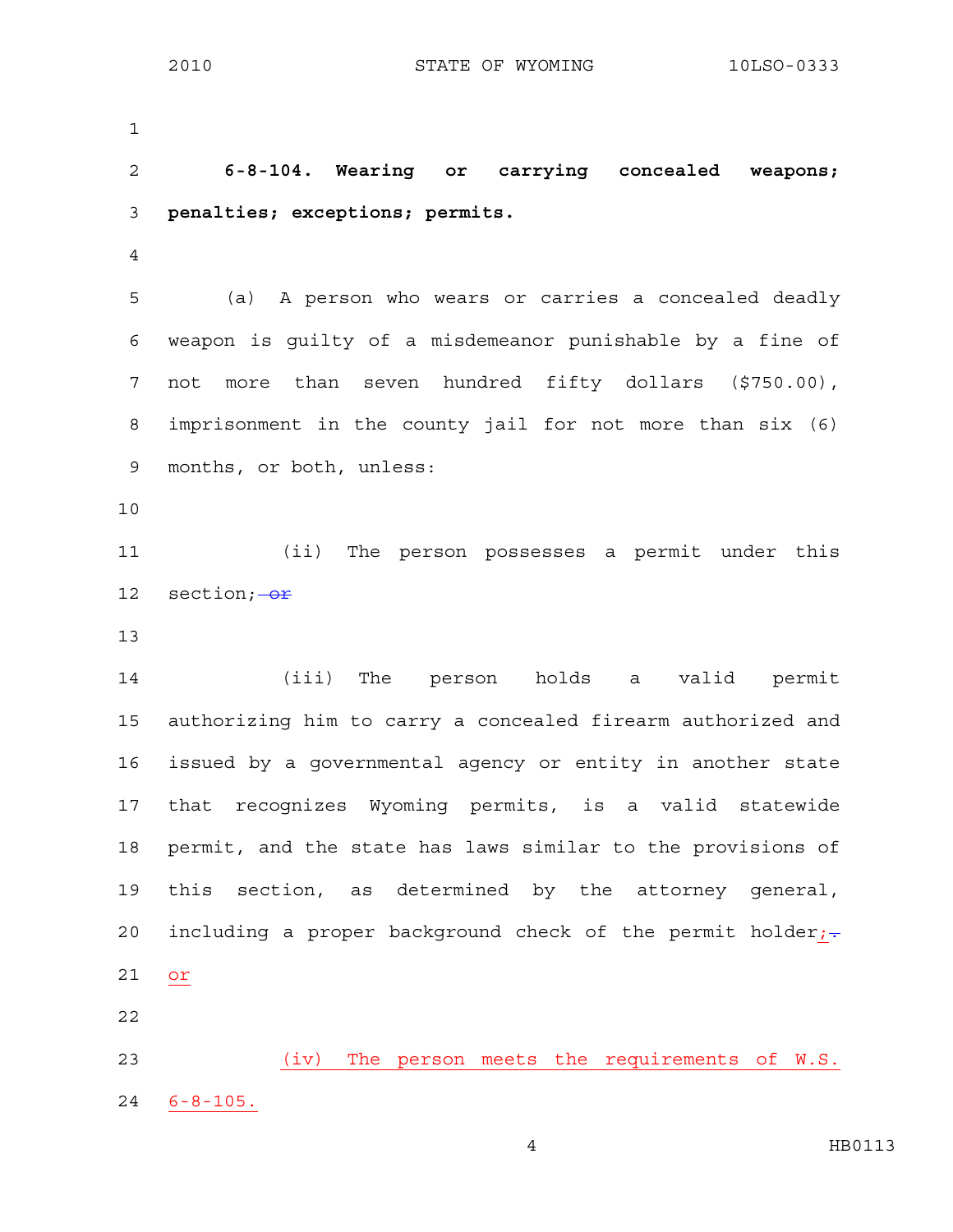**6-8-104. Wearing or carrying concealed weapons; penalties; exceptions; permits.**

(a) A person who wears or carries a concealed deadly weapon is guilty of a misdemeanor punishable by a fine of not more than seven hundred fifty dollars ($750.00), imprisonment in the county jail for not more than six (6) months, or both, unless:

(ii) The person possesses a permit under this section; ~~or~~

(iii) The person holds a valid permit authorizing him to carry a concealed firearm authorized and issued by a governmental agency or entity in another state that recognizes Wyoming permits, is a valid statewide permit, and the state has laws similar to the provisions of this section, as determined by the attorney general, including a proper background check of the permit holder; ~~.~~ or

(iv) The person meets the requirements of W.S. 6-8-105.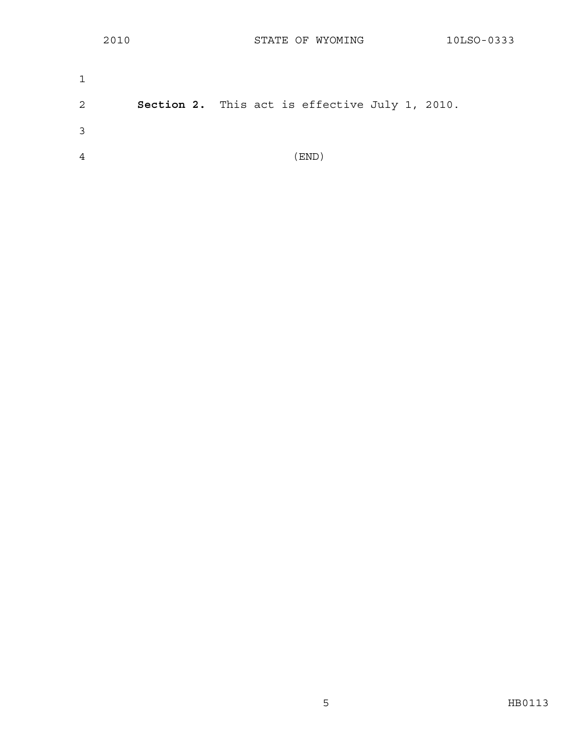**Section 2.** This act is effective July 1, 2010.

(END)